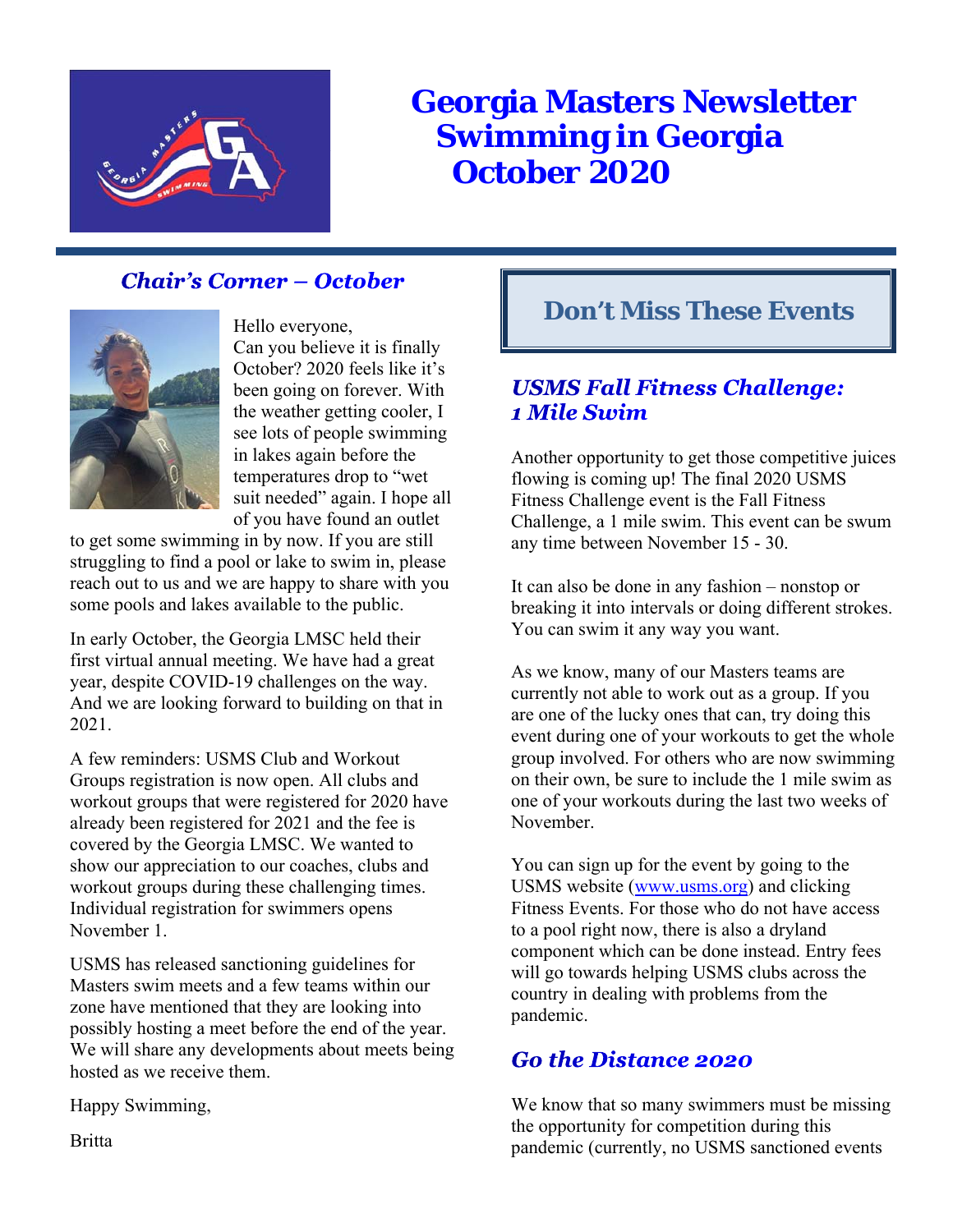# Georgia Masters Newsletter
# Swimming in Georgia
# October 2020

## *Chair's Corner – October*

Hello everyone,

Can you believe it is finally October? 2020 feels like it's been going on forever. With the weather getting cooler, I see lots of people swimming in lakes again before the temperatures drop to "wet suit needed" again. I hope all of you have found an outlet to get some swimming in by now. If you are still struggling to find a pool or lake to swim in, please reach out to us and we are happy to share with you some pools and lakes available to the public.

In early October, the Georgia LMSC held their first virtual annual meeting. We have had a great year, despite COVID-19 challenges on the way. And we are looking forward to building on that in 2021.

A few reminders: USMS Club and Workout Groups registration is now open. All clubs and workout groups that were registered for 2020 have already been registered for 2021 and the fee is covered by the Georgia LMSC. We wanted to show our appreciation to our coaches, clubs and workout groups during these challenging times. Individual registration for swimmers opens November 1.

USMS has released sanctioning guidelines for Masters swim meets and a few teams within our zone have mentioned that they are looking into possibly hosting a meet before the end of the year. We will share any developments about meets being hosted as we receive them.

Happy Swimming,

Britta

## Don't Miss These Events

### *USMS Fall Fitness Challenge: 1 Mile Swim*

Another opportunity to get those competitive juices flowing is coming up! The final 2020 USMS Fitness Challenge event is the Fall Fitness Challenge, a 1 mile swim. This event can be swum any time between November 15 - 30.

It can also be done in any fashion – nonstop or breaking it into intervals or doing different strokes. You can swim it any way you want.

As we know, many of our Masters teams are currently not able to work out as a group. If you are one of the lucky ones that can, try doing this event during one of your workouts to get the whole group involved. For others who are now swimming on their own, be sure to include the 1 mile swim as one of your workouts during the last two weeks of November.

You can sign up for the event by going to the USMS website (www.usms.org) and clicking Fitness Events. For those who do not have access to a pool right now, there is also a dryland component which can be done instead. Entry fees will go towards helping USMS clubs across the country in dealing with problems from the pandemic.

### *Go the Distance 2020*

We know that so many swimmers must be missing the opportunity for competition during this pandemic (currently, no USMS sanctioned events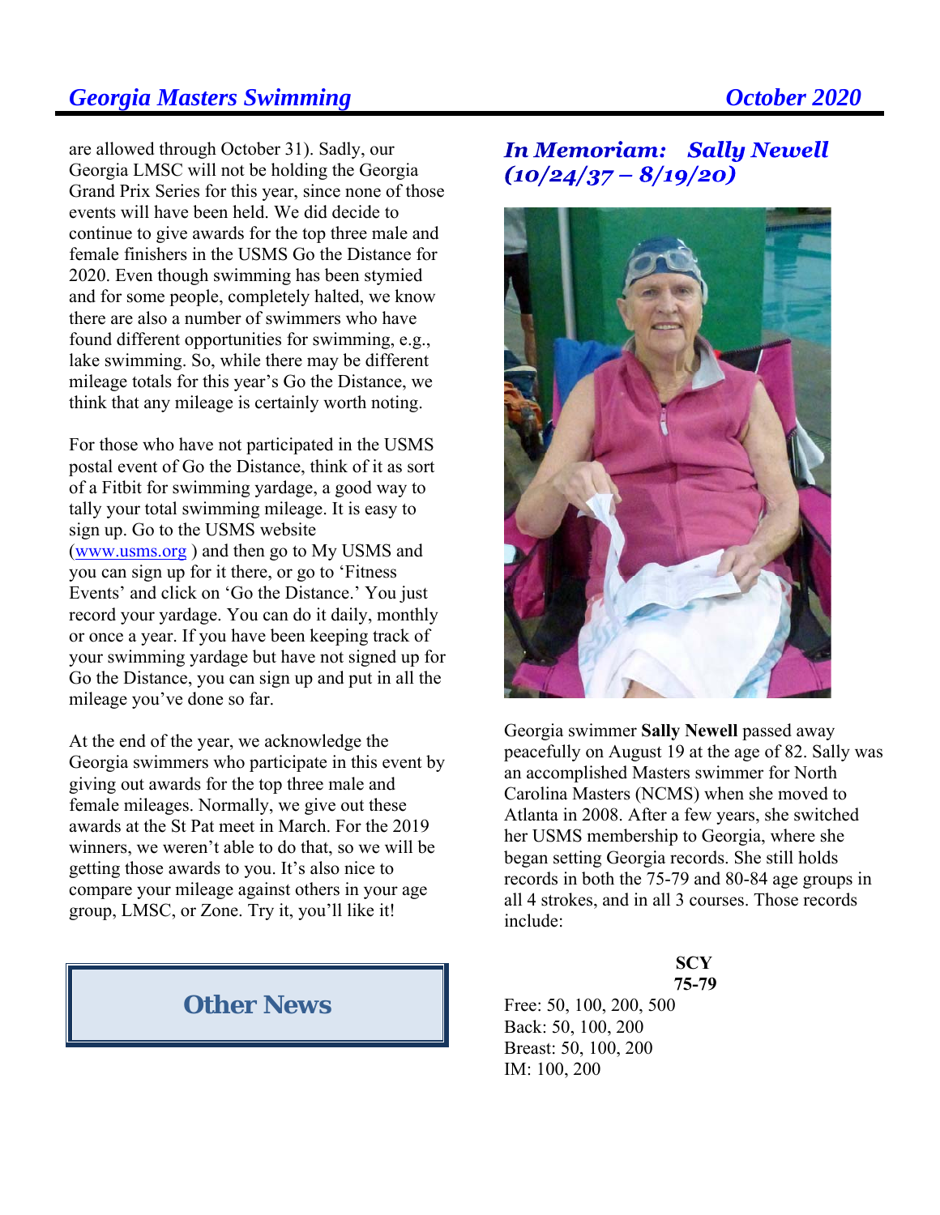are allowed through October 31). Sadly, our Georgia LMSC will not be holding the Georgia Grand Prix Series for this year, since none of those events will have been held. We did decide to continue to give awards for the top three male and female finishers in the USMS Go the Distance for 2020. Even though swimming has been stymied and for some people, completely halted, we know there are also a number of swimmers who have found different opportunities for swimming, e.g., lake swimming. So, while there may be different mileage totals for this year's Go the Distance, we think that any mileage is certainly worth noting.

For those who have not participated in the USMS postal event of Go the Distance, think of it as sort of a Fitbit for swimming yardage, a good way to tally your total swimming mileage. It is easy to sign up. Go to the USMS website ([www.usms.org](http://www.usms.org) ) and then go to My USMS and you can sign up for it there, or go to 'Fitness Events' and click on 'Go the Distance.' You just record your yardage. You can do it daily, monthly or once a year. If you have been keeping track of your swimming yardage but have not signed up for Go the Distance, you can sign up and put in all the mileage you've done so far.

At the end of the year, we acknowledge the Georgia swimmers who participate in this event by giving out awards for the top three male and female mileages. Normally, we give out these awards at the St Pat meet in March. For the 2019 winners, we weren't able to do that, so we will be getting those awards to you. It's also nice to compare your mileage against others in your age group, LMSC, or Zone. Try it, you'll like it!

## Other News

## *In Memoriam: Sally Newell (10/24/37 – 8/19/20)*

Georgia swimmer **Sally Newell** passed away peacefully on August 19 at the age of 82. Sally was an accomplished Masters swimmer for North Carolina Masters (NCMS) when she moved to Atlanta in 2008. After a few years, she switched her USMS membership to Georgia, where she began setting Georgia records. She still holds records in both the 75-79 and 80-84 age groups in all 4 strokes, and in all 3 courses. Those records include:

**SCY**
**75-79**

Free: 50, 100, 200, 500
Back: 50, 100, 200
Breast: 50, 100, 200
IM: 100, 200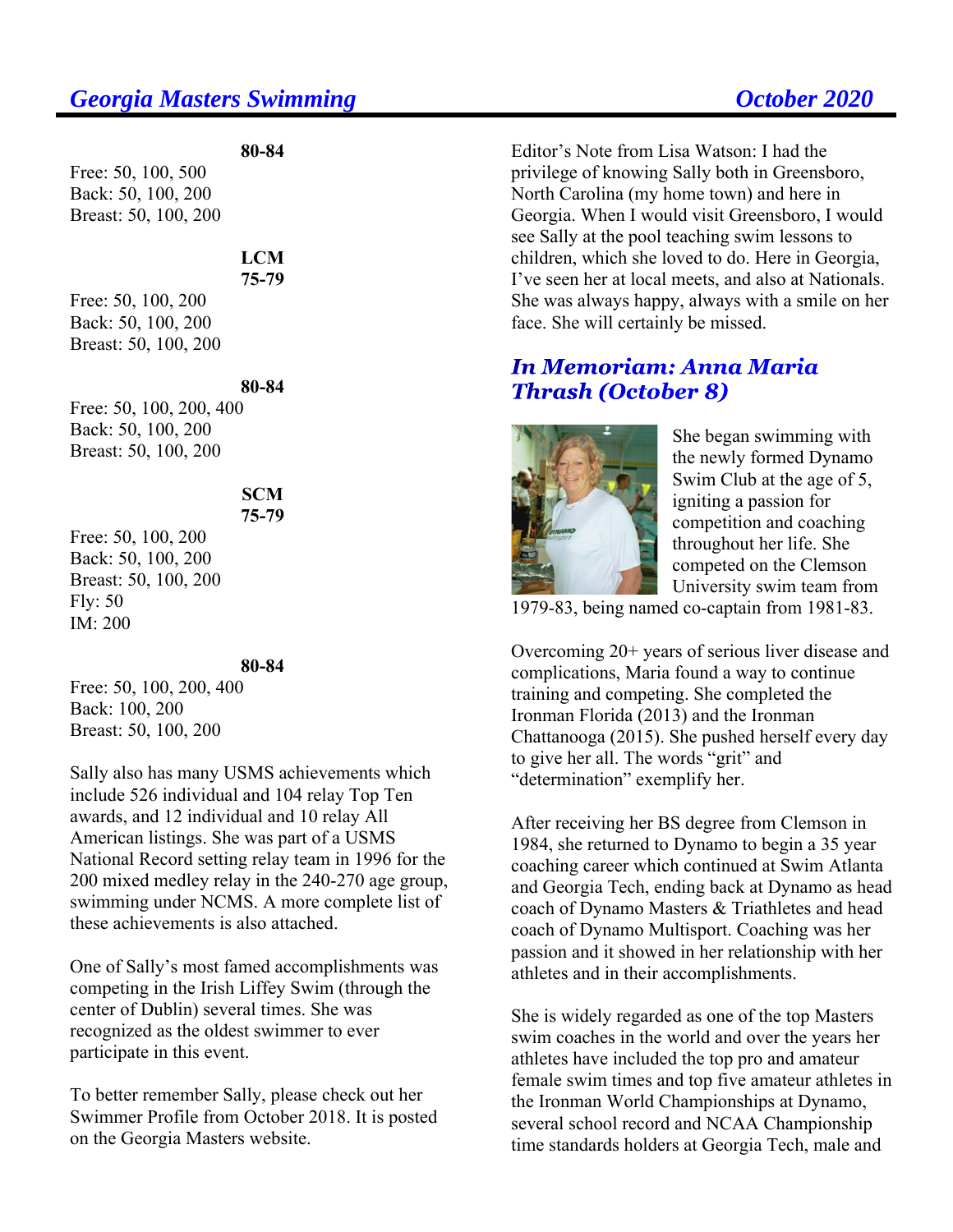**80-84**

Free: 50, 100, 500
Back: 50, 100, 200
Breast: 50, 100, 200

**LCM**
**75-79**

Free: 50, 100, 200
Back: 50, 100, 200
Breast: 50, 100, 200

**80-84**

Free: 50, 100, 200, 400
Back: 50, 100, 200
Breast: 50, 100, 200

**SCM**
**75-79**

Free: 50, 100, 200
Back: 50, 100, 200
Breast: 50, 100, 200
Fly: 50
IM: 200

**80-84**

Free: 50, 100, 200, 400
Back: 100, 200
Breast: 50, 100, 200

Sally also has many USMS achievements which include 526 individual and 104 relay Top Ten awards, and 12 individual and 10 relay All American listings. She was part of a USMS National Record setting relay team in 1996 for the 200 mixed medley relay in the 240-270 age group, swimming under NCMS. A more complete list of these achievements is also attached.

One of Sally's most famed accomplishments was competing in the Irish Liffey Swim (through the center of Dublin) several times. She was recognized as the oldest swimmer to ever participate in this event.

To better remember Sally, please check out her Swimmer Profile from October 2018. It is posted on the Georgia Masters website.

Editor's Note from Lisa Watson: I had the privilege of knowing Sally both in Greensboro, North Carolina (my home town) and here in Georgia. When I would visit Greensboro, I would see Sally at the pool teaching swim lessons to children, which she loved to do. Here in Georgia, I've seen her at local meets, and also at Nationals. She was always happy, always with a smile on her face. She will certainly be missed.

## *In Memoriam: Anna Maria Thrash (October 8)*

She began swimming with the newly formed Dynamo Swim Club at the age of 5, igniting a passion for competition and coaching throughout her life. She competed on the Clemson University swim team from 1979-83, being named co-captain from 1981-83.

Overcoming 20+ years of serious liver disease and complications, Maria found a way to continue training and competing. She completed the Ironman Florida (2013) and the Ironman Chattanooga (2015). She pushed herself every day to give her all. The words "grit" and "determination" exemplify her.

After receiving her BS degree from Clemson in 1984, she returned to Dynamo to begin a 35 year coaching career which continued at Swim Atlanta and Georgia Tech, ending back at Dynamo as head coach of Dynamo Masters & Triathletes and head coach of Dynamo Multisport. Coaching was her passion and it showed in her relationship with her athletes and in their accomplishments.

She is widely regarded as one of the top Masters swim coaches in the world and over the years her athletes have included the top pro and amateur female swim times and top five amateur athletes in the Ironman World Championships at Dynamo, several school record and NCAA Championship time standards holders at Georgia Tech, male and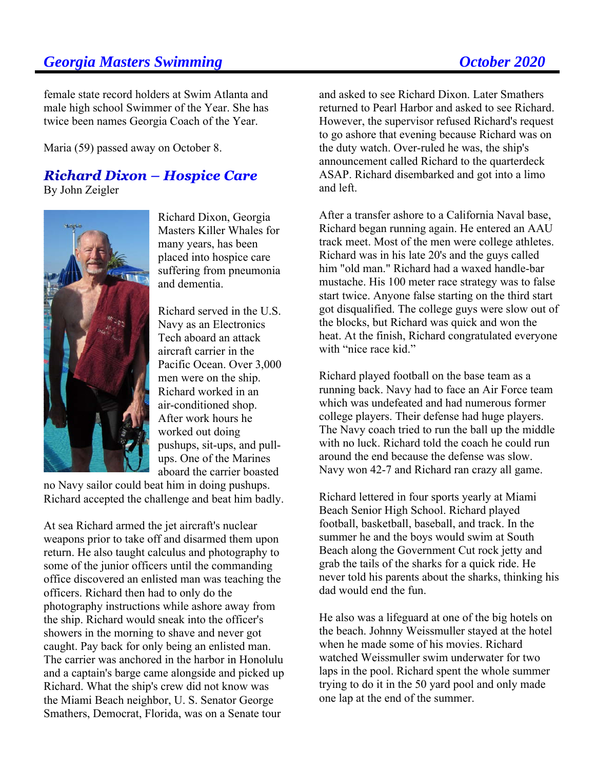female state record holders at Swim Atlanta and male high school Swimmer of the Year. She has twice been names Georgia Coach of the Year.

Maria (59) passed away on October 8.

## *Richard Dixon – Hospice Care*

By John Zeigler

Richard Dixon, Georgia Masters Killer Whales for many years, has been placed into hospice care suffering from pneumonia and dementia.

Richard served in the U.S. Navy as an Electronics Tech aboard an attack aircraft carrier in the Pacific Ocean. Over 3,000 men were on the ship. Richard worked in an air-conditioned shop. After work hours he worked out doing pushups, sit-ups, and pull-ups. One of the Marines aboard the carrier boasted no Navy sailor could beat him in doing pushups. Richard accepted the challenge and beat him badly.

At sea Richard armed the jet aircraft's nuclear weapons prior to take off and disarmed them upon return. He also taught calculus and photography to some of the junior officers until the commanding office discovered an enlisted man was teaching the officers. Richard then had to only do the photography instructions while ashore away from the ship. Richard would sneak into the officer's showers in the morning to shave and never got caught. Pay back for only being an enlisted man. The carrier was anchored in the harbor in Honolulu and a captain's barge came alongside and picked up Richard. What the ship's crew did not know was the Miami Beach neighbor, U. S. Senator George Smathers, Democrat, Florida, was on a Senate tour and asked to see Richard Dixon. Later Smathers returned to Pearl Harbor and asked to see Richard. However, the supervisor refused Richard's request to go ashore that evening because Richard was on the duty watch. Over-ruled he was, the ship's announcement called Richard to the quarterdeck ASAP. Richard disembarked and got into a limo and left.

After a transfer ashore to a California Naval base, Richard began running again. He entered an AAU track meet. Most of the men were college athletes. Richard was in his late 20's and the guys called him "old man." Richard had a waxed handle-bar mustache. His 100 meter race strategy was to false start twice. Anyone false starting on the third start got disqualified. The college guys were slow out of the blocks, but Richard was quick and won the heat. At the finish, Richard congratulated everyone with "nice race kid."

Richard played football on the base team as a running back. Navy had to face an Air Force team which was undefeated and had numerous former college players. Their defense had huge players. The Navy coach tried to run the ball up the middle with no luck. Richard told the coach he could run around the end because the defense was slow. Navy won 42-7 and Richard ran crazy all game.

Richard lettered in four sports yearly at Miami Beach Senior High School. Richard played football, basketball, baseball, and track. In the summer he and the boys would swim at South Beach along the Government Cut rock jetty and grab the tails of the sharks for a quick ride. He never told his parents about the sharks, thinking his dad would end the fun.

He also was a lifeguard at one of the big hotels on the beach. Johnny Weissmuller stayed at the hotel when he made some of his movies. Richard watched Weissmuller swim underwater for two laps in the pool. Richard spent the whole summer trying to do it in the 50 yard pool and only made one lap at the end of the summer.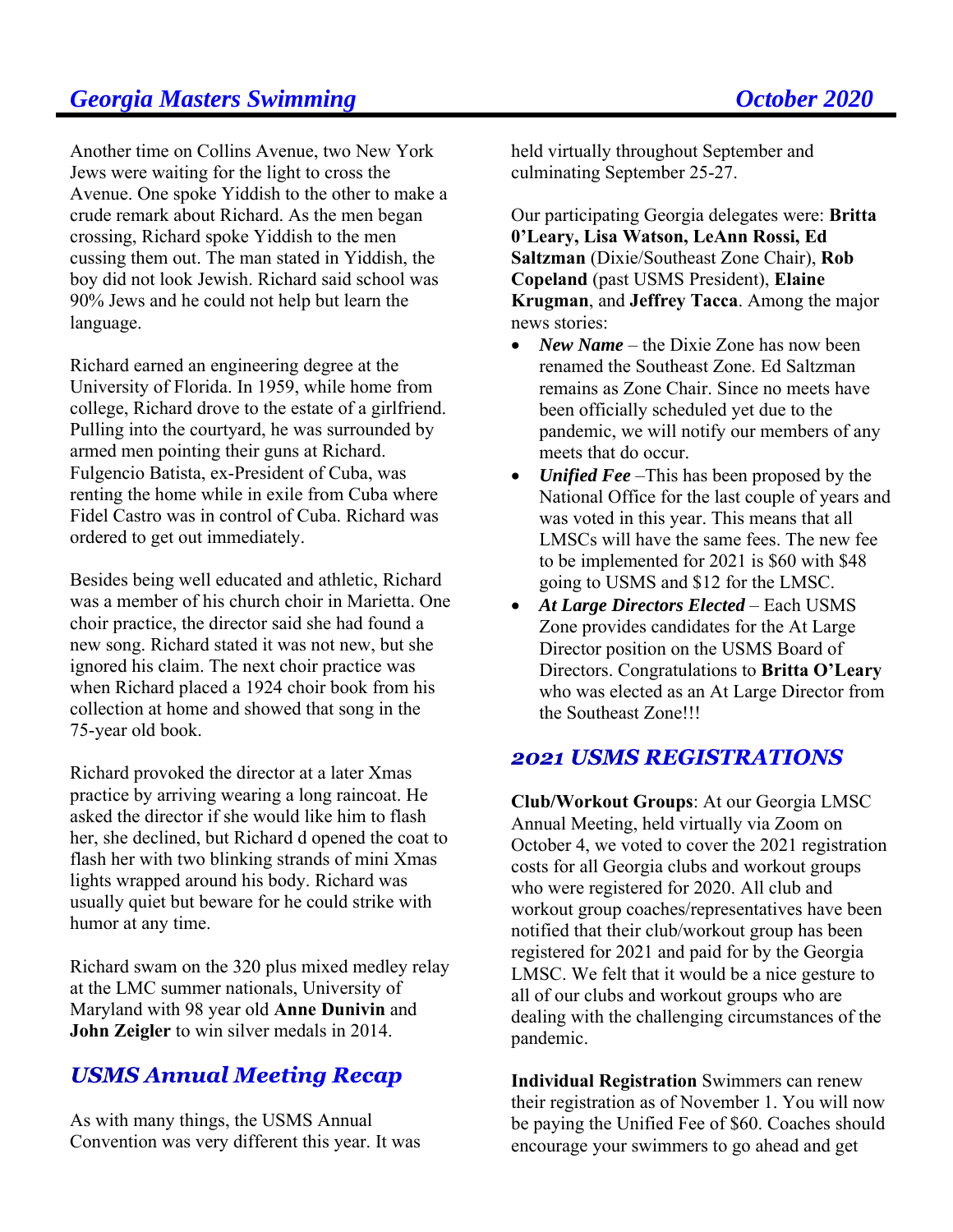Another time on Collins Avenue, two New York Jews were waiting for the light to cross the Avenue. One spoke Yiddish to the other to make a crude remark about Richard. As the men began crossing, Richard spoke Yiddish to the men cussing them out. The man stated in Yiddish, the boy did not look Jewish. Richard said school was 90% Jews and he could not help but learn the language.

Richard earned an engineering degree at the University of Florida. In 1959, while home from college, Richard drove to the estate of a girlfriend. Pulling into the courtyard, he was surrounded by armed men pointing their guns at Richard. Fulgencio Batista, ex-President of Cuba, was renting the home while in exile from Cuba where Fidel Castro was in control of Cuba. Richard was ordered to get out immediately.

Besides being well educated and athletic, Richard was a member of his church choir in Marietta. One choir practice, the director said she had found a new song. Richard stated it was not new, but she ignored his claim. The next choir practice was when Richard placed a 1924 choir book from his collection at home and showed that song in the 75-year old book.

Richard provoked the director at a later Xmas practice by arriving wearing a long raincoat. He asked the director if she would like him to flash her, she declined, but Richard d opened the coat to flash her with two blinking strands of mini Xmas lights wrapped around his body. Richard was usually quiet but beware for he could strike with humor at any time.

Richard swam on the 320 plus mixed medley relay at the LMC summer nationals, University of Maryland with 98 year old **Anne Dunivin** and **John Zeigler** to win silver medals in 2014.

## *USMS Annual Meeting Recap*

As with many things, the USMS Annual Convention was very different this year. It was held virtually throughout September and culminating September 25-27.

Our participating Georgia delegates were: **Britta 0'Leary, Lisa Watson, LeAnn Rossi, Ed Saltzman** (Dixie/Southeast Zone Chair), **Rob Copeland** (past USMS President), **Elaine Krugman**, and **Jeffrey Tacca**. Among the major news stories:

- ***New Name*** – the Dixie Zone has now been renamed the Southeast Zone. Ed Saltzman remains as Zone Chair. Since no meets have been officially scheduled yet due to the pandemic, we will notify our members of any meets that do occur.
- ***Unified Fee*** –This has been proposed by the National Office for the last couple of years and was voted in this year. This means that all LMSCs will have the same fees. The new fee to be implemented for 2021 is $60 with $48 going to USMS and $12 for the LMSC.
- ***At Large Directors Elected*** – Each USMS Zone provides candidates for the At Large Director position on the USMS Board of Directors. Congratulations to **Britta O'Leary** who was elected as an At Large Director from the Southeast Zone!!!

## *2021 USMS REGISTRATIONS*

**Club/Workout Groups**: At our Georgia LMSC Annual Meeting, held virtually via Zoom on October 4, we voted to cover the 2021 registration costs for all Georgia clubs and workout groups who were registered for 2020. All club and workout group coaches/representatives have been notified that their club/workout group has been registered for 2021 and paid for by the Georgia LMSC. We felt that it would be a nice gesture to all of our clubs and workout groups who are dealing with the challenging circumstances of the pandemic.

**Individual Registration** Swimmers can renew their registration as of November 1. You will now be paying the Unified Fee of $60. Coaches should encourage your swimmers to go ahead and get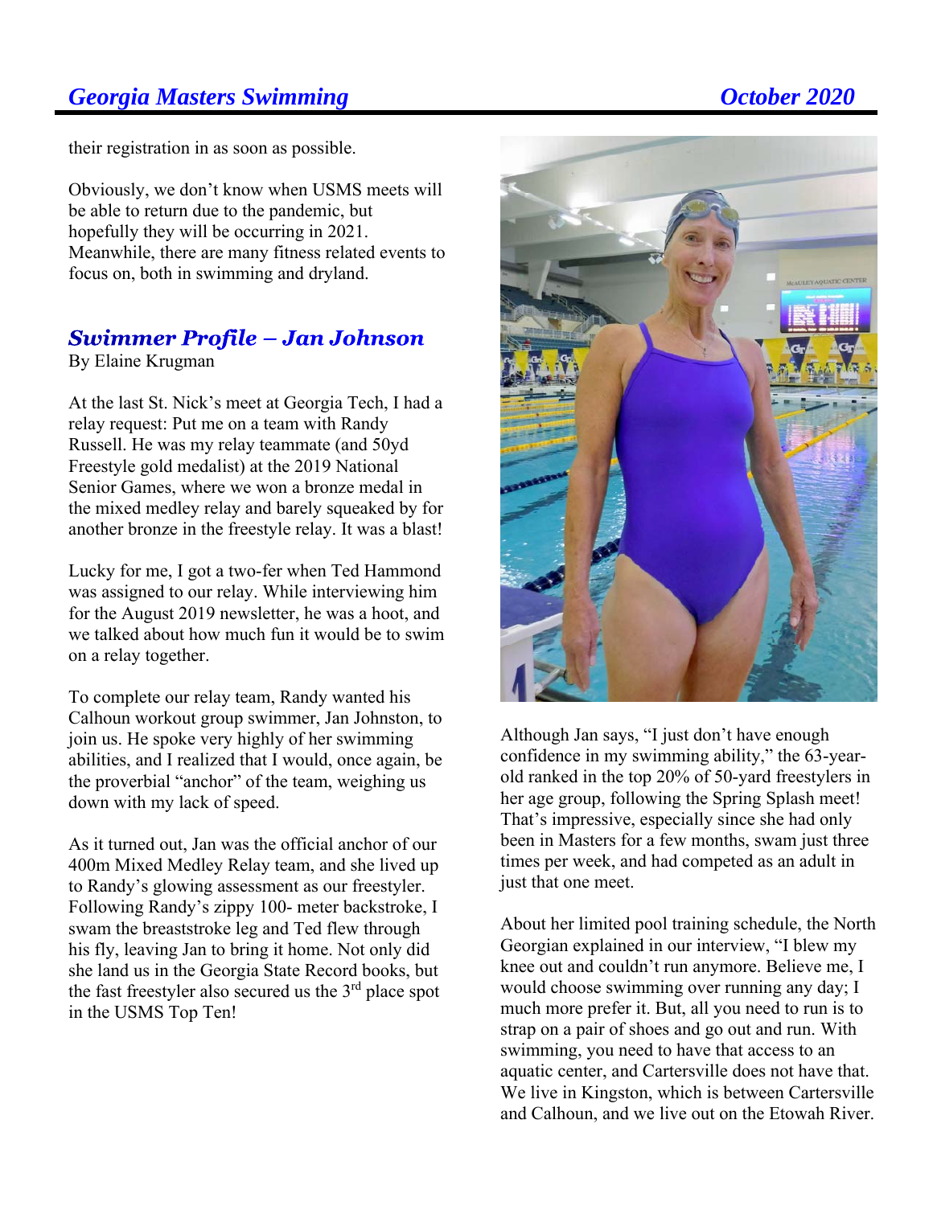their registration in as soon as possible.

Obviously, we don't know when USMS meets will be able to return due to the pandemic, but hopefully they will be occurring in 2021. Meanwhile, there are many fitness related events to focus on, both in swimming and dryland.

## Swimmer Profile – Jan Johnson

By Elaine Krugman

At the last St. Nick's meet at Georgia Tech, I had a relay request: Put me on a team with Randy Russell. He was my relay teammate (and 50yd Freestyle gold medalist) at the 2019 National Senior Games, where we won a bronze medal in the mixed medley relay and barely squeaked by for another bronze in the freestyle relay. It was a blast!

Lucky for me, I got a two-fer when Ted Hammond was assigned to our relay. While interviewing him for the August 2019 newsletter, he was a hoot, and we talked about how much fun it would be to swim on a relay together.

To complete our relay team, Randy wanted his Calhoun workout group swimmer, Jan Johnston, to join us. He spoke very highly of her swimming abilities, and I realized that I would, once again, be the proverbial "anchor" of the team, weighing us down with my lack of speed.

As it turned out, Jan was the official anchor of our 400m Mixed Medley Relay team, and she lived up to Randy's glowing assessment as our freestyler. Following Randy's zippy 100- meter backstroke, I swam the breaststroke leg and Ted flew through his fly, leaving Jan to bring it home. Not only did she land us in the Georgia State Record books, but the fast freestyler also secured us the 3rd place spot in the USMS Top Ten!

Although Jan says, "I just don't have enough confidence in my swimming ability," the 63-year-old ranked in the top 20% of 50-yard freestylers in her age group, following the Spring Splash meet! That's impressive, especially since she had only been in Masters for a few months, swam just three times per week, and had competed as an adult in just that one meet.

About her limited pool training schedule, the North Georgian explained in our interview, "I blew my knee out and couldn't run anymore. Believe me, I would choose swimming over running any day; I much more prefer it. But, all you need to run is to strap on a pair of shoes and go out and run. With swimming, you need to have that access to an aquatic center, and Cartersville does not have that. We live in Kingston, which is between Cartersville and Calhoun, and we live out on the Etowah River.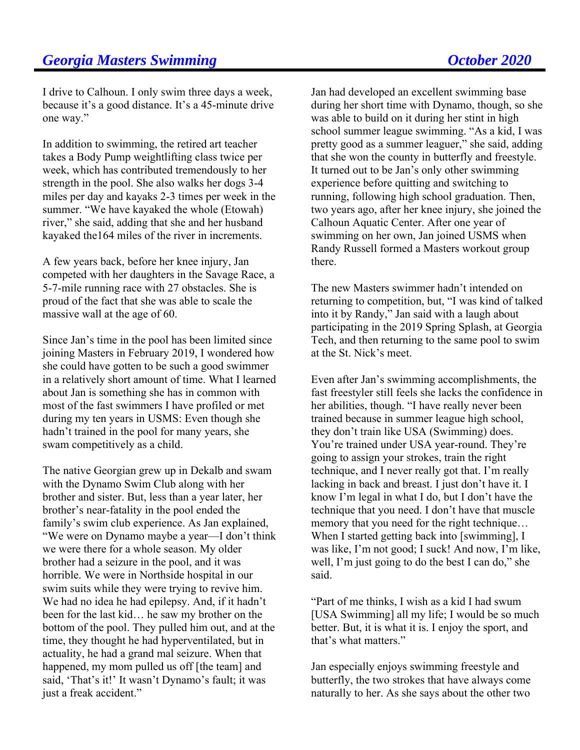I drive to Calhoun. I only swim three days a week, because it's a good distance. It's a 45-minute drive one way."

In addition to swimming, the retired art teacher takes a Body Pump weightlifting class twice per week, which has contributed tremendously to her strength in the pool. She also walks her dogs 3-4 miles per day and kayaks 2-3 times per week in the summer. "We have kayaked the whole (Etowah) river," she said, adding that she and her husband kayaked the164 miles of the river in increments.

A few years back, before her knee injury, Jan competed with her daughters in the Savage Race, a 5-7-mile running race with 27 obstacles. She is proud of the fact that she was able to scale the massive wall at the age of 60.

Since Jan's time in the pool has been limited since joining Masters in February 2019, I wondered how she could have gotten to be such a good swimmer in a relatively short amount of time. What I learned about Jan is something she has in common with most of the fast swimmers I have profiled or met during my ten years in USMS: Even though she hadn't trained in the pool for many years, she swam competitively as a child.

The native Georgian grew up in Dekalb and swam with the Dynamo Swim Club along with her brother and sister. But, less than a year later, her brother's near-fatality in the pool ended the family's swim club experience. As Jan explained, "We were on Dynamo maybe a year—I don't think we were there for a whole season. My older brother had a seizure in the pool, and it was horrible. We were in Northside hospital in our swim suits while they were trying to revive him. We had no idea he had epilepsy. And, if it hadn't been for the last kid… he saw my brother on the bottom of the pool. They pulled him out, and at the time, they thought he had hyperventilated, but in actuality, he had a grand mal seizure. When that happened, my mom pulled us off [the team] and said, 'That's it!' It wasn't Dynamo's fault; it was just a freak accident."

Jan had developed an excellent swimming base during her short time with Dynamo, though, so she was able to build on it during her stint in high school summer league swimming. "As a kid, I was pretty good as a summer leaguer," she said, adding that she won the county in butterfly and freestyle. It turned out to be Jan's only other swimming experience before quitting and switching to running, following high school graduation. Then, two years ago, after her knee injury, she joined the Calhoun Aquatic Center. After one year of swimming on her own, Jan joined USMS when Randy Russell formed a Masters workout group there.

The new Masters swimmer hadn't intended on returning to competition, but, "I was kind of talked into it by Randy," Jan said with a laugh about participating in the 2019 Spring Splash, at Georgia Tech, and then returning to the same pool to swim at the St. Nick's meet.

Even after Jan's swimming accomplishments, the fast freestyler still feels she lacks the confidence in her abilities, though. "I have really never been trained because in summer league high school, they don't train like USA (Swimming) does. You're trained under USA year-round. They're going to assign your strokes, train the right technique, and I never really got that. I'm really lacking in back and breast. I just don't have it. I know I'm legal in what I do, but I don't have the technique that you need. I don't have that muscle memory that you need for the right technique… When I started getting back into [swimming], I was like, I'm not good; I suck! And now, I'm like, well, I'm just going to do the best I can do," she said.

"Part of me thinks, I wish as a kid I had swum [USA Swimming] all my life; I would be so much better. But, it is what it is. I enjoy the sport, and that's what matters."

Jan especially enjoys swimming freestyle and butterfly, the two strokes that have always come naturally to her. As she says about the other two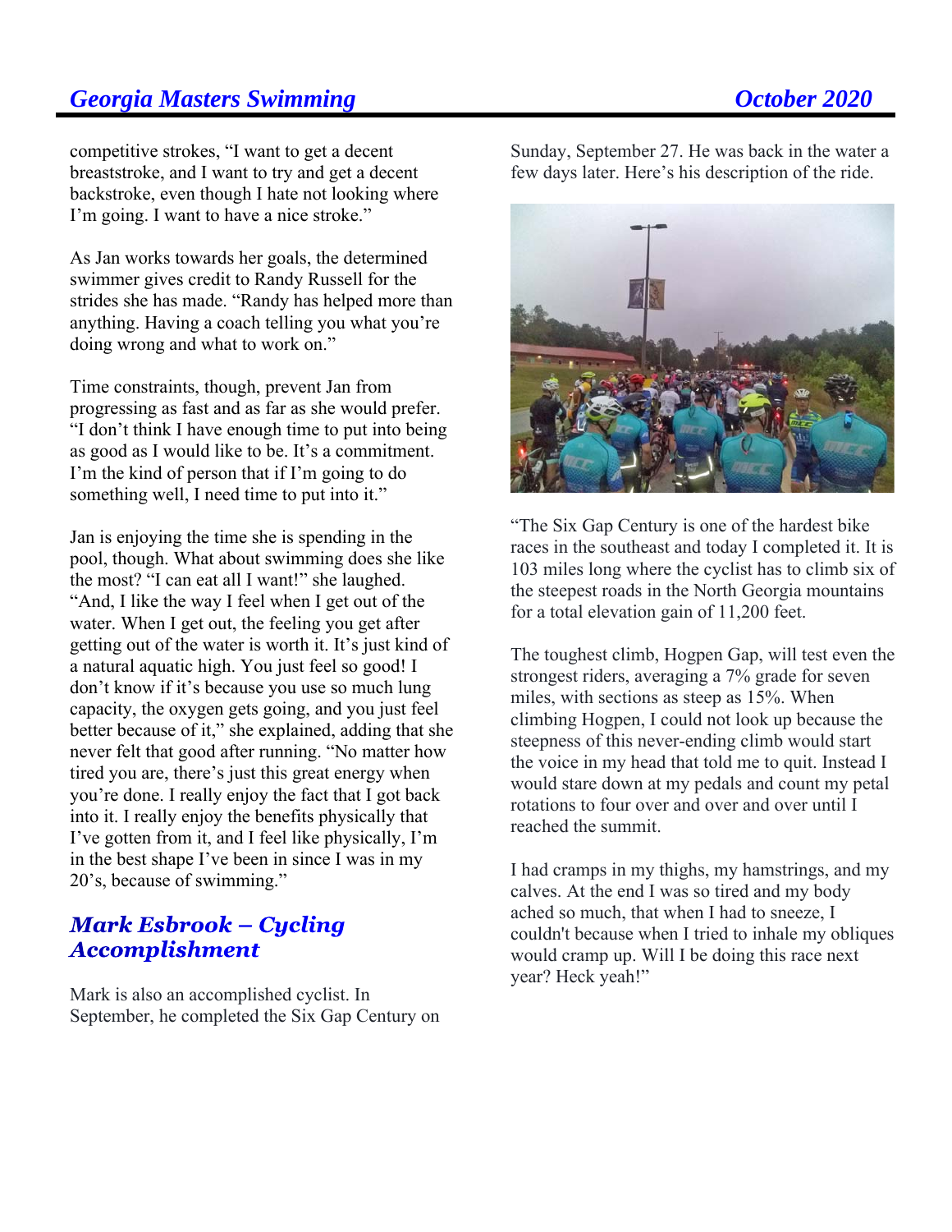competitive strokes, "I want to get a decent breaststroke, and I want to try and get a decent backstroke, even though I hate not looking where I'm going. I want to have a nice stroke."

As Jan works towards her goals, the determined swimmer gives credit to Randy Russell for the strides she has made. "Randy has helped more than anything. Having a coach telling you what you're doing wrong and what to work on."

Time constraints, though, prevent Jan from progressing as fast and as far as she would prefer. "I don't think I have enough time to put into being as good as I would like to be. It's a commitment. I'm the kind of person that if I'm going to do something well, I need time to put into it."

Jan is enjoying the time she is spending in the pool, though. What about swimming does she like the most? "I can eat all I want!" she laughed. "And, I like the way I feel when I get out of the water. When I get out, the feeling you get after getting out of the water is worth it. It's just kind of a natural aquatic high. You just feel so good! I don't know if it's because you use so much lung capacity, the oxygen gets going, and you just feel better because of it," she explained, adding that she never felt that good after running. "No matter how tired you are, there's just this great energy when you're done. I really enjoy the fact that I got back into it. I really enjoy the benefits physically that I've gotten from it, and I feel like physically, I'm in the best shape I've been in since I was in my 20's, because of swimming."

## Mark Esbrook – Cycling Accomplishment

Mark is also an accomplished cyclist. In September, he completed the Six Gap Century on Sunday, September 27. He was back in the water a few days later. Here's his description of the ride.

"The Six Gap Century is one of the hardest bike races in the southeast and today I completed it. It is 103 miles long where the cyclist has to climb six of the steepest roads in the North Georgia mountains for a total elevation gain of 11,200 feet.

The toughest climb, Hogpen Gap, will test even the strongest riders, averaging a 7% grade for seven miles, with sections as steep as 15%. When climbing Hogpen, I could not look up because the steepness of this never-ending climb would start the voice in my head that told me to quit. Instead I would stare down at my pedals and count my petal rotations to four over and over and over until I reached the summit.

I had cramps in my thighs, my hamstrings, and my calves. At the end I was so tired and my body ached so much, that when I had to sneeze, I couldn't because when I tried to inhale my obliques would cramp up. Will I be doing this race next year? Heck yeah!"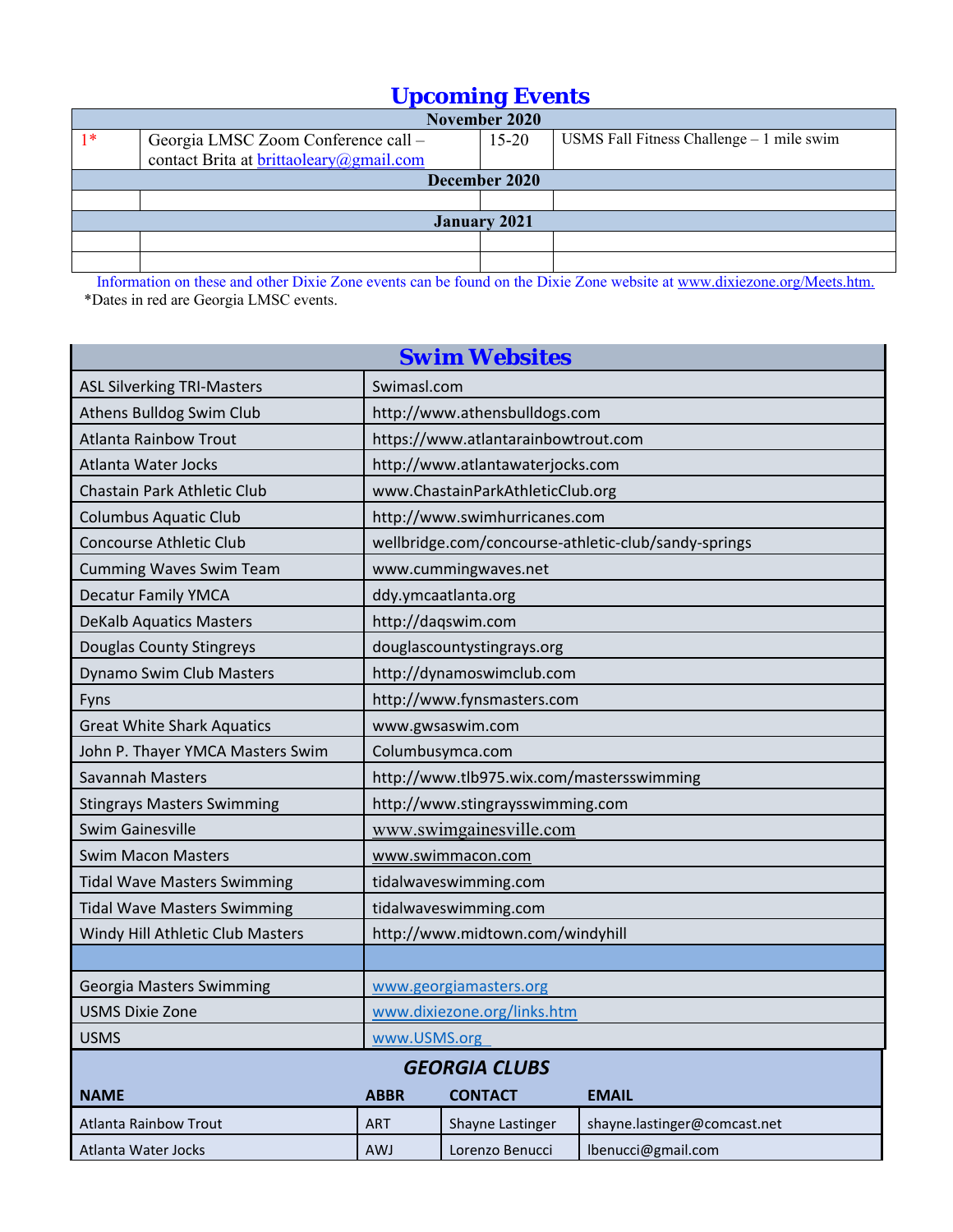## Upcoming Events

| | | | |
|---|---|---|---|
| **November 2020** | | | |
| 1* | Georgia LMSC Zoom Conference call – contact Brita at brittaoleary@gmail.com | 15-20 | USMS Fall Fitness Challenge – 1 mile swim |
| **December 2020** | | | |
| | | | |
| **January 2021** | | | |
| | | | |
| | | | |

Information on these and other Dixie Zone events can be found on the Dixie Zone website at www.dixiezone.org/Meets.htm.

*Dates in red are Georgia LMSC events.

## Swim Websites

| | |
|---|---|
| ASL Silverking TRI-Masters | Swimasl.com |
| Athens Bulldog Swim Club | http://www.athensbulldogs.com |
| Atlanta Rainbow Trout | https://www.atlantarainbowtrout.com |
| Atlanta Water Jocks | http://www.atlantawaterjocks.com |
| Chastain Park Athletic Club | www.ChastainParkAthleticClub.org |
| Columbus Aquatic Club | http://www.swimhurricanes.com |
| Concourse Athletic Club | wellbridge.com/concourse-athletic-club/sandy-springs |
| Cumming Waves Swim Team | www.cummingwaves.net |
| Decatur Family YMCA | ddy.ymcaatlanta.org |
| DeKalb Aquatics Masters | http://daqswim.com |
| Douglas County Stingreys | douglascountystingrays.org |
| Dynamo Swim Club Masters | http://dynamoswimclub.com |
| Fyns | http://www.fynsmasters.com |
| Great White Shark Aquatics | www.gwsaswim.com |
| John P. Thayer YMCA Masters Swim | Columbusymca.com |
| Savannah Masters | http://www.tlb975.wix.com/mastersswimming |
| Stingrays Masters Swimming | http://www.stingraysswimming.com |
| Swim Gainesville | www.swimgainesville.com |
| Swim Macon Masters | www.swimmacon.com |
| Tidal Wave Masters Swimming | tidalwaveswimming.com |
| Tidal Wave Masters Swimming | tidalwaveswimming.com |
| Windy Hill Athletic Club Masters | http://www.midtown.com/windyhill |
| | |
| Georgia Masters Swimming | www.georgiamasters.org |
| USMS Dixie Zone | www.dixiezone.org/links.htm |
| USMS | www.USMS.org |

## *GEORGIA CLUBS*

| NAME | ABBR | CONTACT | EMAIL |
|---|---|---|---|
| Atlanta Rainbow Trout | ART | Shayne Lastinger | shayne.lastinger@comcast.net |
| Atlanta Water Jocks | AWJ | Lorenzo Benucci | lbenucci@gmail.com |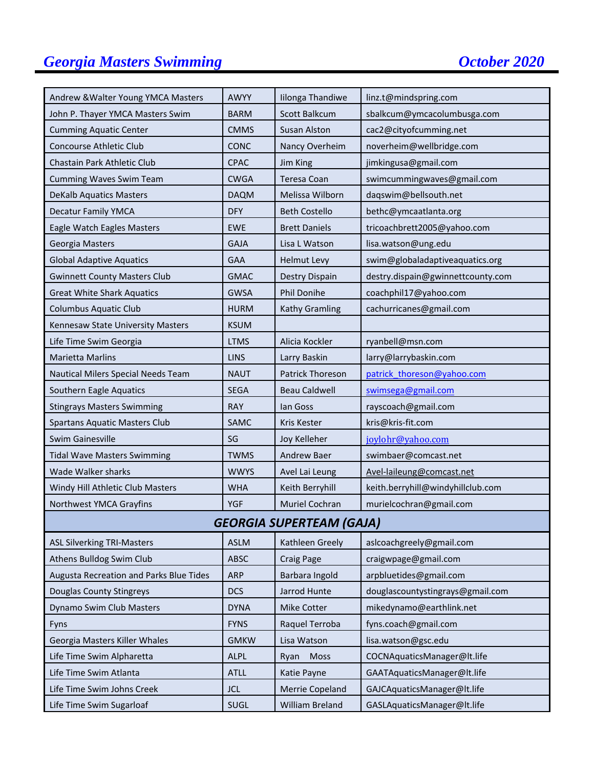| | | | |
|---|---|---|---|
| Andrew &Walter Young YMCA Masters | AWYY | Iilonga Thandiwe | linz.t@mindspring.com |
| John P. Thayer YMCA Masters Swim | BARM | Scott Balkcum | sbalkcum@ymcacolumbusga.com |
| Cumming Aquatic Center | CMMS | Susan Alston | cac2@cityofcumming.net |
| Concourse Athletic Club | CONC | Nancy Overheim | noverheim@wellbridge.com |
| Chastain Park Athletic Club | CPAC | Jim King | jimkingusa@gmail.com |
| Cumming Waves Swim Team | CWGA | Teresa Coan | swimcummingwaves@gmail.com |
| DeKalb Aquatics Masters | DAQM | Melissa Wilborn | daqswim@bellsouth.net |
| Decatur Family YMCA | DFY | Beth Costello | bethc@ymcaatlanta.org |
| Eagle Watch Eagles Masters | EWE | Brett Daniels | tricoachbrett2005@yahoo.com |
| Georgia Masters | GAJA | Lisa L Watson | lisa.watson@ung.edu |
| Global Adaptive Aquatics | GAA | Helmut Levy | swim@globaladaptiveaquatics.org |
| Gwinnett County Masters Club | GMAC | Destry Dispain | destry.dispain@gwinnettcounty.com |
| Great White Shark Aquatics | GWSA | Phil Donihe | coachphil17@yahoo.com |
| Columbus Aquatic Club | HURM | Kathy Gramling | cachurricanes@gmail.com |
| Kennesaw State University Masters | KSUM | | |
| Life Time Swim Georgia | LTMS | Alicia Kockler | ryanbell@msn.com |
| Marietta Marlins | LINS | Larry Baskin | larry@larrybaskin.com |
| Nautical Milers Special Needs Team | NAUT | Patrick Thoreson | patrick_thoreson@yahoo.com |
| Southern Eagle Aquatics | SEGA | Beau Caldwell | swimsega@gmail.com |
| Stingrays Masters Swimming | RAY | Ian Goss | rayscoach@gmail.com |
| Spartans Aquatic Masters Club | SAMC | Kris Kester | kris@kris-fit.com |
| Swim Gainesville | SG | Joy Kelleher | joylohr@yahoo.com |
| Tidal Wave Masters Swimming | TWMS | Andrew Baer | swimbaer@comcast.net |
| Wade Walker sharks | WWYS | Avel Lai Leung | Avel-laileung@comcast.net |
| Windy Hill Athletic Club Masters | WHA | Keith Berryhill | keith.berryhill@windyhillclub.com |
| Northwest YMCA Grayfins | YGF | Muriel Cochran | murielcochran@gmail.com |
| ***GEORGIA SUPERTEAM (GAJA)*** | | | |
| ASL Silverking TRI-Masters | ASLM | Kathleen Greely | aslcoachgreely@gmail.com |
| Athens Bulldog Swim Club | ABSC | Craig Page | craigwpage@gmail.com |
| Augusta Recreation and Parks Blue Tides | ARP | Barbara Ingold | arpbluetides@gmail.com |
| Douglas County Stingreys | DCS | Jarrod Hunte | douglascountystingrays@gmail.com |
| Dynamo Swim Club Masters | DYNA | Mike Cotter | mikedynamo@earthlink.net |
| Fyns | FYNS | Raquel Terroba | fyns.coach@gmail.com |
| Georgia Masters Killer Whales | GMKW | Lisa Watson | lisa.watson@gsc.edu |
| Life Time Swim Alpharetta | ALPL | Ryan Moss | COCNAquaticsManager@lt.life |
| Life Time Swim Atlanta | ATLL | Katie Payne | GAATAquaticsManager@lt.life |
| Life Time Swim Johns Creek | JCL | Merrie Copeland | GAJCAquaticsManager@lt.life |
| Life Time Swim Sugarloaf | SUGL | William Breland | GASLAquaticsManager@lt.life |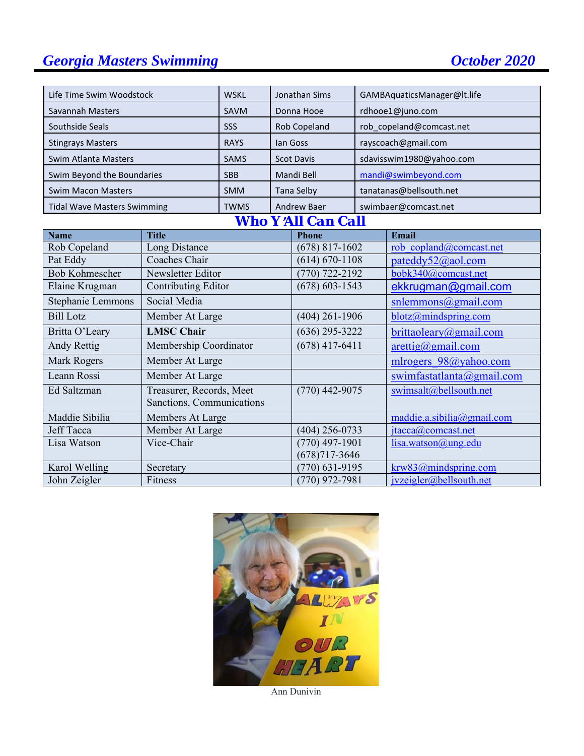| | | | |
|---|---|---|---|
| Life Time Swim Woodstock | WSKL | Jonathan Sims | GAMBAquaticsManager@lt.life |
| Savannah Masters | SAVM | Donna Hooe | rdhooe1@juno.com |
| Southside Seals | SSS | Rob Copeland | rob_copeland@comcast.net |
| Stingrays Masters | RAYS | Ian Goss | rayscoach@gmail.com |
| Swim Atlanta Masters | SAMS | Scot Davis | sdavisswim1980@yahoo.com |
| Swim Beyond the Boundaries | SBB | Mandi Bell | mandi@swimbeyond.com |
| Swim Macon Masters | SMM | Tana Selby | tanatanas@bellsouth.net |
| Tidal Wave Masters Swimming | TWMS | Andrew Baer | swimbaer@comcast.net |

## Who Y'All Can Call

| Name | Title | Phone | Email |
|---|---|---|---|
| Rob Copeland | Long Distance | (678) 817-1602 | rob_copland@comcast.net |
| Pat Eddy | Coaches Chair | (614) 670-1108 | pateddy52@aol.com |
| Bob Kohmescher | Newsletter Editor | (770) 722-2192 | bobk340@comcast.net |
| Elaine Krugman | Contributing Editor | (678) 603-1543 | ekkrugman@gmail.com |
| Stephanie Lemmons | Social Media | | snlemmons@gmail.com |
| Bill Lotz | Member At Large | (404) 261-1906 | blotz@mindspring.com |
| Britta O'Leary | **LMSC Chair** | (636) 295-3222 | brittaoleary@gmail.com |
| Andy Rettig | Membership Coordinator | (678) 417-6411 | arettig@gmail.com |
| Mark Rogers | Member At Large | | mlrogers_98@yahoo.com |
| Leann Rossi | Member At Large | | swimfastatlanta@gmail.com |
| Ed Saltzman | Treasurer, Records, Meet Sanctions, Communications | (770) 442-9075 | swimsalt@bellsouth.net |
| Maddie Sibilia | Members At Large | | maddie.a.sibilia@gmail.com |
| Jeff Tacca | Member At Large | (404) 256-0733 | jtacca@comcast.net |
| Lisa Watson | Vice-Chair | (770) 497-1901 (678)717-3646 | lisa.watson@ung.edu |
| Karol Welling | Secretary | (770) 631-9195 | krw83@mindspring.com |
| John Zeigler | Fitness | (770) 972-7981 | jvzeigler@bellsouth.net |

Ann Dunivin